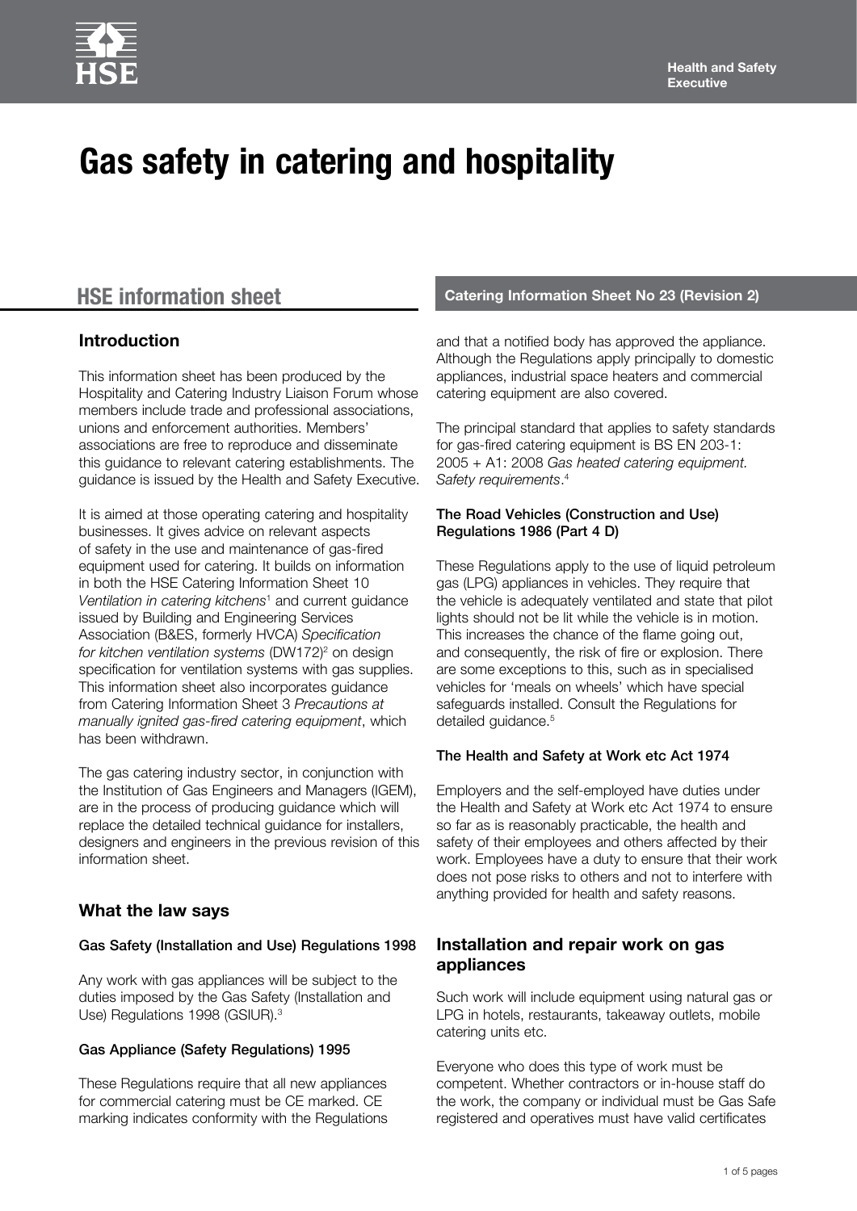# Gas safety in catering and hospitality

## HSE information sheet

**Catering Information Sheet No 23 (Revision 2)**

### Introduction

This information sheet has been produced by the Hospitality and Catering Industry Liaison Forum whose members include trade and professional associations, unions and enforcement authorities. Members' associations are free to reproduce and disseminate this guidance to relevant catering establishments. The guidance is issued by the Health and Safety Executive.

It is aimed at those operating catering and hospitality businesses. It gives advice on relevant aspects of safety in the use and maintenance of gas-fired equipment used for catering. It builds on information in both the HSE Catering Information Sheet 10 *Ventilation in catering kitchens*[1] and current guidance issued by Building and Engineering Services Association (B&ES, formerly HVCA) *Specification for kitchen ventilation systems* (DW172)[2] on design specification for ventilation systems with gas supplies. This information sheet also incorporates guidance from Catering Information Sheet 3 *Precautions at manually ignited gas-fired catering equipment*, which has been withdrawn.

The gas catering industry sector, in conjunction with the Institution of Gas Engineers and Managers (IGEM), are in the process of producing guidance which will replace the detailed technical guidance for installers, designers and engineers in the previous revision of this information sheet.

### What the law says

#### Gas Safety (Installation and Use) Regulations 1998

Any work with gas appliances will be subject to the duties imposed by the Gas Safety (Installation and Use) Regulations 1998 (GSIUR).[3]

#### Gas Appliance (Safety Regulations) 1995

These Regulations require that all new appliances for commercial catering must be CE marked. CE marking indicates conformity with the Regulations and that a notified body has approved the appliance. Although the Regulations apply principally to domestic appliances, industrial space heaters and commercial catering equipment are also covered.

The principal standard that applies to safety standards for gas-fired catering equipment is BS EN 203-1: 2005 + A1: 2008 *Gas heated catering equipment. Safety requirements*.[4]

#### The Road Vehicles (Construction and Use) Regulations 1986 (Part 4 D)

These Regulations apply to the use of liquid petroleum gas (LPG) appliances in vehicles. They require that the vehicle is adequately ventilated and state that pilot lights should not be lit while the vehicle is in motion. This increases the chance of the flame going out, and consequently, the risk of fire or explosion. There are some exceptions to this, such as in specialised vehicles for 'meals on wheels' which have special safeguards installed. Consult the Regulations for detailed guidance.[5]

#### The Health and Safety at Work etc Act 1974

Employers and the self-employed have duties under the Health and Safety at Work etc Act 1974 to ensure so far as is reasonably practicable, the health and safety of their employees and others affected by their work. Employees have a duty to ensure that their work does not pose risks to others and not to interfere with anything provided for health and safety reasons.

### Installation and repair work on gas appliances

Such work will include equipment using natural gas or LPG in hotels, restaurants, takeaway outlets, mobile catering units etc.

Everyone who does this type of work must be competent. Whether contractors or in-house staff do the work, the company or individual must be Gas Safe registered and operatives must have valid certificates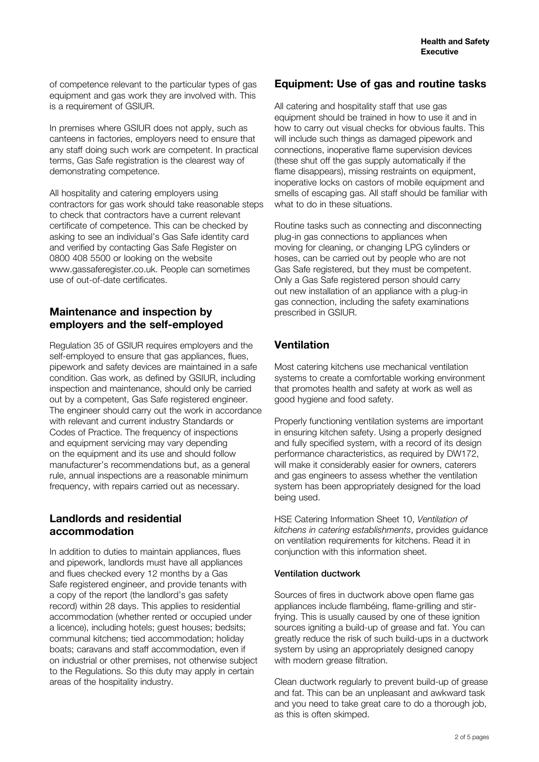of competence relevant to the particular types of gas equipment and gas work they are involved with. This is a requirement of GSIUR.

In premises where GSIUR does not apply, such as canteens in factories, employers need to ensure that any staff doing such work are competent. In practical terms, Gas Safe registration is the clearest way of demonstrating competence.

All hospitality and catering employers using contractors for gas work should take reasonable steps to check that contractors have a current relevant certificate of competence. This can be checked by asking to see an individual's Gas Safe identity card and verified by contacting Gas Safe Register on 0800 408 5500 or looking on the website www.gassaferegister.co.uk. People can sometimes use of out-of-date certificates.

## Maintenance and inspection by employers and the self-employed

Regulation 35 of GSIUR requires employers and the self-employed to ensure that gas appliances, flues, pipework and safety devices are maintained in a safe condition. Gas work, as defined by GSIUR, including inspection and maintenance, should only be carried out by a competent, Gas Safe registered engineer. The engineer should carry out the work in accordance with relevant and current industry Standards or Codes of Practice. The frequency of inspections and equipment servicing may vary depending on the equipment and its use and should follow manufacturer's recommendations but, as a general rule, annual inspections are a reasonable minimum frequency, with repairs carried out as necessary.

## Landlords and residential accommodation

In addition to duties to maintain appliances, flues and pipework, landlords must have all appliances and flues checked every 12 months by a Gas Safe registered engineer, and provide tenants with a copy of the report (the landlord's gas safety record) within 28 days. This applies to residential accommodation (whether rented or occupied under a licence), including hotels; guest houses; bedsits; communal kitchens; tied accommodation; holiday boats; caravans and staff accommodation, even if on industrial or other premises, not otherwise subject to the Regulations. So this duty may apply in certain areas of the hospitality industry.

## Equipment: Use of gas and routine tasks

All catering and hospitality staff that use gas equipment should be trained in how to use it and in how to carry out visual checks for obvious faults. This will include such things as damaged pipework and connections, inoperative flame supervision devices (these shut off the gas supply automatically if the flame disappears), missing restraints on equipment, inoperative locks on castors of mobile equipment and smells of escaping gas. All staff should be familiar with what to do in these situations.

Routine tasks such as connecting and disconnecting plug-in gas connections to appliances when moving for cleaning, or changing LPG cylinders or hoses, can be carried out by people who are not Gas Safe registered, but they must be competent. Only a Gas Safe registered person should carry out new installation of an appliance with a plug-in gas connection, including the safety examinations prescribed in GSIUR.

## Ventilation

Most catering kitchens use mechanical ventilation systems to create a comfortable working environment that promotes health and safety at work as well as good hygiene and food safety.

Properly functioning ventilation systems are important in ensuring kitchen safety. Using a properly designed and fully specified system, with a record of its design performance characteristics, as required by DW172, will make it considerably easier for owners, caterers and gas engineers to assess whether the ventilation system has been appropriately designed for the load being used.

HSE Catering Information Sheet 10, *Ventilation of kitchens in catering establishments*, provides guidance on ventilation requirements for kitchens. Read it in conjunction with this information sheet.

### Ventilation ductwork

Sources of fires in ductwork above open flame gas appliances include flambéing, flame-grilling and stir-frying. This is usually caused by one of these ignition sources igniting a build-up of grease and fat. You can greatly reduce the risk of such build-ups in a ductwork system by using an appropriately designed canopy with modern grease filtration.

Clean ductwork regularly to prevent build-up of grease and fat. This can be an unpleasant and awkward task and you need to take great care to do a thorough job, as this is often skimped.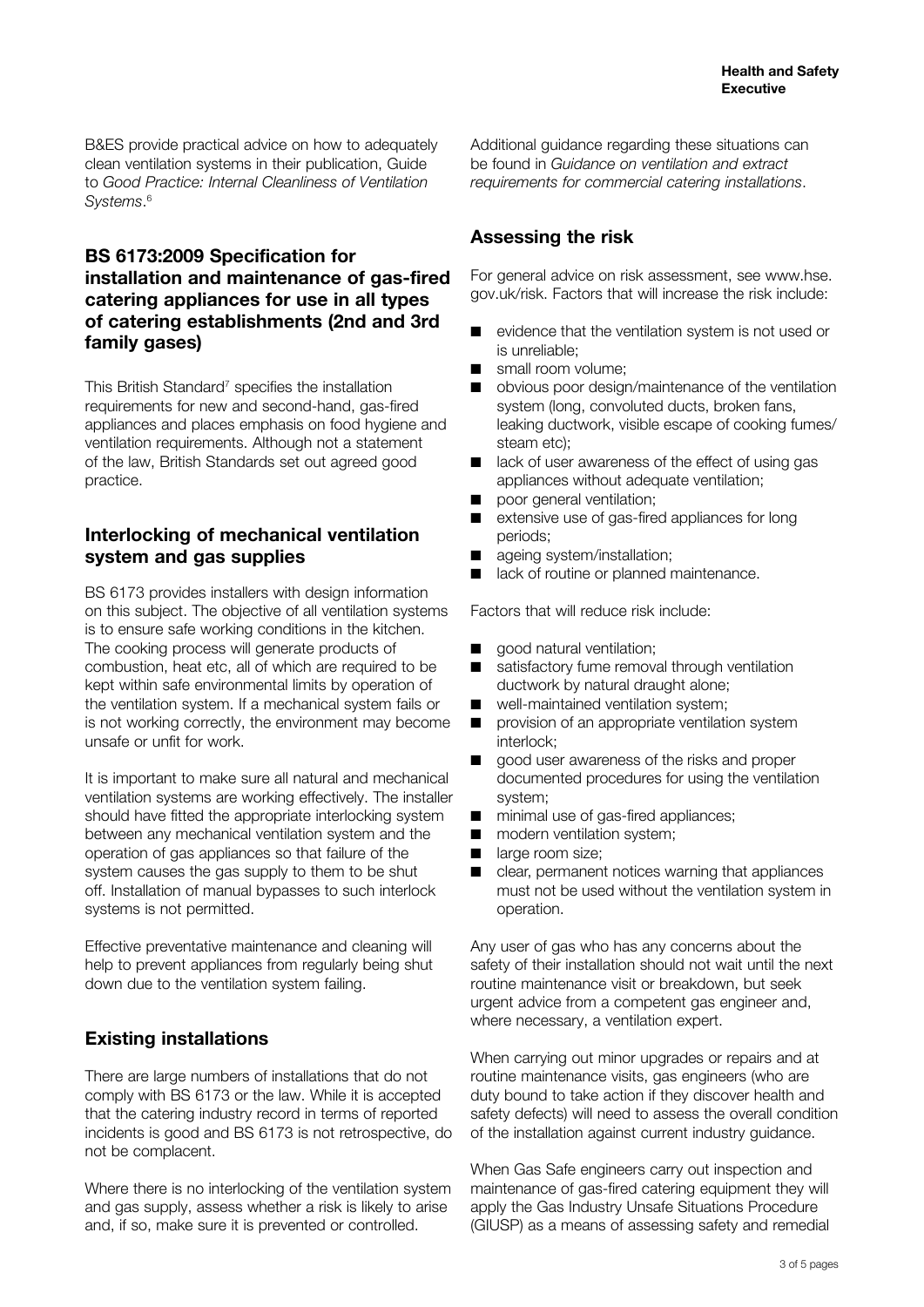B&ES provide practical advice on how to adequately clean ventilation systems in their publication, Guide to *Good Practice: Internal Cleanliness of Ventilation Systems*.[6]

## BS 6173:2009 Specification for installation and maintenance of gas-fired catering appliances for use in all types of catering establishments (2nd and 3rd family gases)

This British Standard[7] specifies the installation requirements for new and second-hand, gas-fired appliances and places emphasis on food hygiene and ventilation requirements. Although not a statement of the law, British Standards set out agreed good practice.

## Interlocking of mechanical ventilation system and gas supplies

BS 6173 provides installers with design information on this subject. The objective of all ventilation systems is to ensure safe working conditions in the kitchen. The cooking process will generate products of combustion, heat etc, all of which are required to be kept within safe environmental limits by operation of the ventilation system. If a mechanical system fails or is not working correctly, the environment may become unsafe or unfit for work.

It is important to make sure all natural and mechanical ventilation systems are working effectively. The installer should have fitted the appropriate interlocking system between any mechanical ventilation system and the operation of gas appliances so that failure of the system causes the gas supply to them to be shut off. Installation of manual bypasses to such interlock systems is not permitted.

Effective preventative maintenance and cleaning will help to prevent appliances from regularly being shut down due to the ventilation system failing.

## Existing installations

There are large numbers of installations that do not comply with BS 6173 or the law. While it is accepted that the catering industry record in terms of reported incidents is good and BS 6173 is not retrospective, do not be complacent.

Where there is no interlocking of the ventilation system and gas supply, assess whether a risk is likely to arise and, if so, make sure it is prevented or controlled.

Additional guidance regarding these situations can be found in *Guidance on ventilation and extract requirements for commercial catering installations*.

## Assessing the risk

For general advice on risk assessment, see www.hse.gov.uk/risk. Factors that will increase the risk include:

- evidence that the ventilation system is not used or is unreliable;
- small room volume;
- obvious poor design/maintenance of the ventilation system (long, convoluted ducts, broken fans, leaking ductwork, visible escape of cooking fumes/steam etc);
- lack of user awareness of the effect of using gas appliances without adequate ventilation;
- poor general ventilation;
- extensive use of gas-fired appliances for long periods;
- ageing system/installation;
- lack of routine or planned maintenance.

Factors that will reduce risk include:

- good natural ventilation;
- satisfactory fume removal through ventilation ductwork by natural draught alone;
- well-maintained ventilation system;
- provision of an appropriate ventilation system interlock;
- good user awareness of the risks and proper documented procedures for using the ventilation system;
- minimal use of gas-fired appliances;
- modern ventilation system;
- large room size;
- clear, permanent notices warning that appliances must not be used without the ventilation system in operation.

Any user of gas who has any concerns about the safety of their installation should not wait until the next routine maintenance visit or breakdown, but seek urgent advice from a competent gas engineer and, where necessary, a ventilation expert.

When carrying out minor upgrades or repairs and at routine maintenance visits, gas engineers (who are duty bound to take action if they discover health and safety defects) will need to assess the overall condition of the installation against current industry guidance.

When Gas Safe engineers carry out inspection and maintenance of gas-fired catering equipment they will apply the Gas Industry Unsafe Situations Procedure (GIUSP) as a means of assessing safety and remedial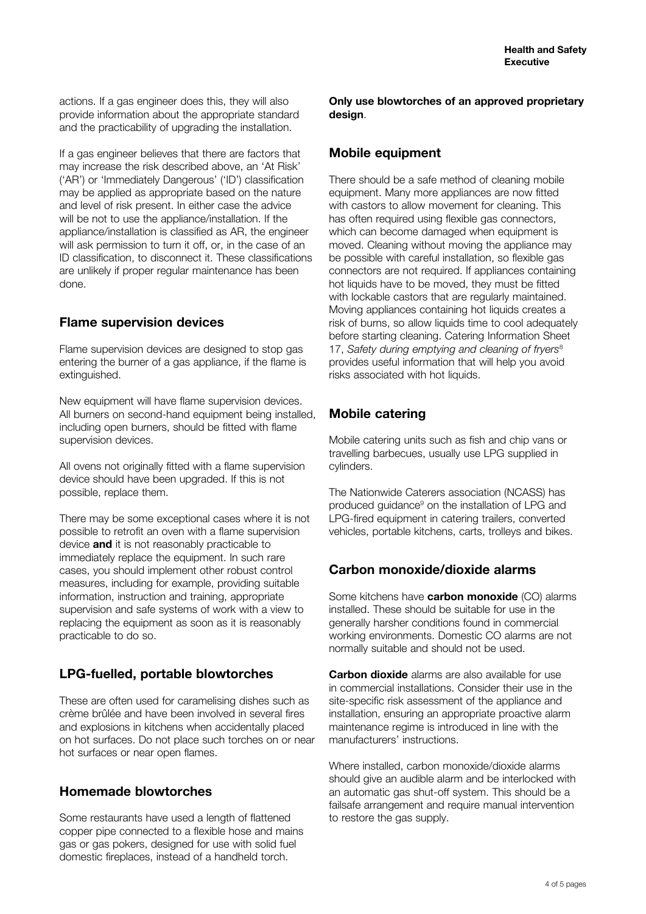actions. If a gas engineer does this, they will also provide information about the appropriate standard and the practicability of upgrading the installation.

If a gas engineer believes that there are factors that may increase the risk described above, an 'At Risk' ('AR') or 'Immediately Dangerous' ('ID') classification may be applied as appropriate based on the nature and level of risk present. In either case the advice will be not to use the appliance/installation. If the appliance/installation is classified as AR, the engineer will ask permission to turn it off, or, in the case of an ID classification, to disconnect it. These classifications are unlikely if proper regular maintenance has been done.

## Flame supervision devices

Flame supervision devices are designed to stop gas entering the burner of a gas appliance, if the flame is extinguished.

New equipment will have flame supervision devices. All burners on second-hand equipment being installed, including open burners, should be fitted with flame supervision devices.

All ovens not originally fitted with a flame supervision device should have been upgraded. If this is not possible, replace them.

There may be some exceptional cases where it is not possible to retrofit an oven with a flame supervision device **and** it is not reasonably practicable to immediately replace the equipment. In such rare cases, you should implement other robust control measures, including for example, providing suitable information, instruction and training, appropriate supervision and safe systems of work with a view to replacing the equipment as soon as it is reasonably practicable to do so.

## LPG-fuelled, portable blowtorches

These are often used for caramelising dishes such as crème brûlée and have been involved in several fires and explosions in kitchens when accidentally placed on hot surfaces. Do not place such torches on or near hot surfaces or near open flames.

## Homemade blowtorches

Some restaurants have used a length of flattened copper pipe connected to a flexible hose and mains gas or gas pokers, designed for use with solid fuel domestic fireplaces, instead of a handheld torch.

**Only use blowtorches of an approved proprietary design**.

## Mobile equipment

There should be a safe method of cleaning mobile equipment. Many more appliances are now fitted with castors to allow movement for cleaning. This has often required using flexible gas connectors, which can become damaged when equipment is moved. Cleaning without moving the appliance may be possible with careful installation, so flexible gas connectors are not required. If appliances containing hot liquids have to be moved, they must be fitted with lockable castors that are regularly maintained. Moving appliances containing hot liquids creates a risk of burns, so allow liquids time to cool adequately before starting cleaning. Catering Information Sheet 17, *Safety during emptying and cleaning of fryers*[8] provides useful information that will help you avoid risks associated with hot liquids.

## Mobile catering

Mobile catering units such as fish and chip vans or travelling barbecues, usually use LPG supplied in cylinders.

The Nationwide Caterers association (NCASS) has produced guidance[9] on the installation of LPG and LPG-fired equipment in catering trailers, converted vehicles, portable kitchens, carts, trolleys and bikes.

## Carbon monoxide/dioxide alarms

Some kitchens have **carbon monoxide** (CO) alarms installed. These should be suitable for use in the generally harsher conditions found in commercial working environments. Domestic CO alarms are not normally suitable and should not be used.

**Carbon dioxide** alarms are also available for use in commercial installations. Consider their use in the site-specific risk assessment of the appliance and installation, ensuring an appropriate proactive alarm maintenance regime is introduced in line with the manufacturers' instructions.

Where installed, carbon monoxide/dioxide alarms should give an audible alarm and be interlocked with an automatic gas shut-off system. This should be a failsafe arrangement and require manual intervention to restore the gas supply.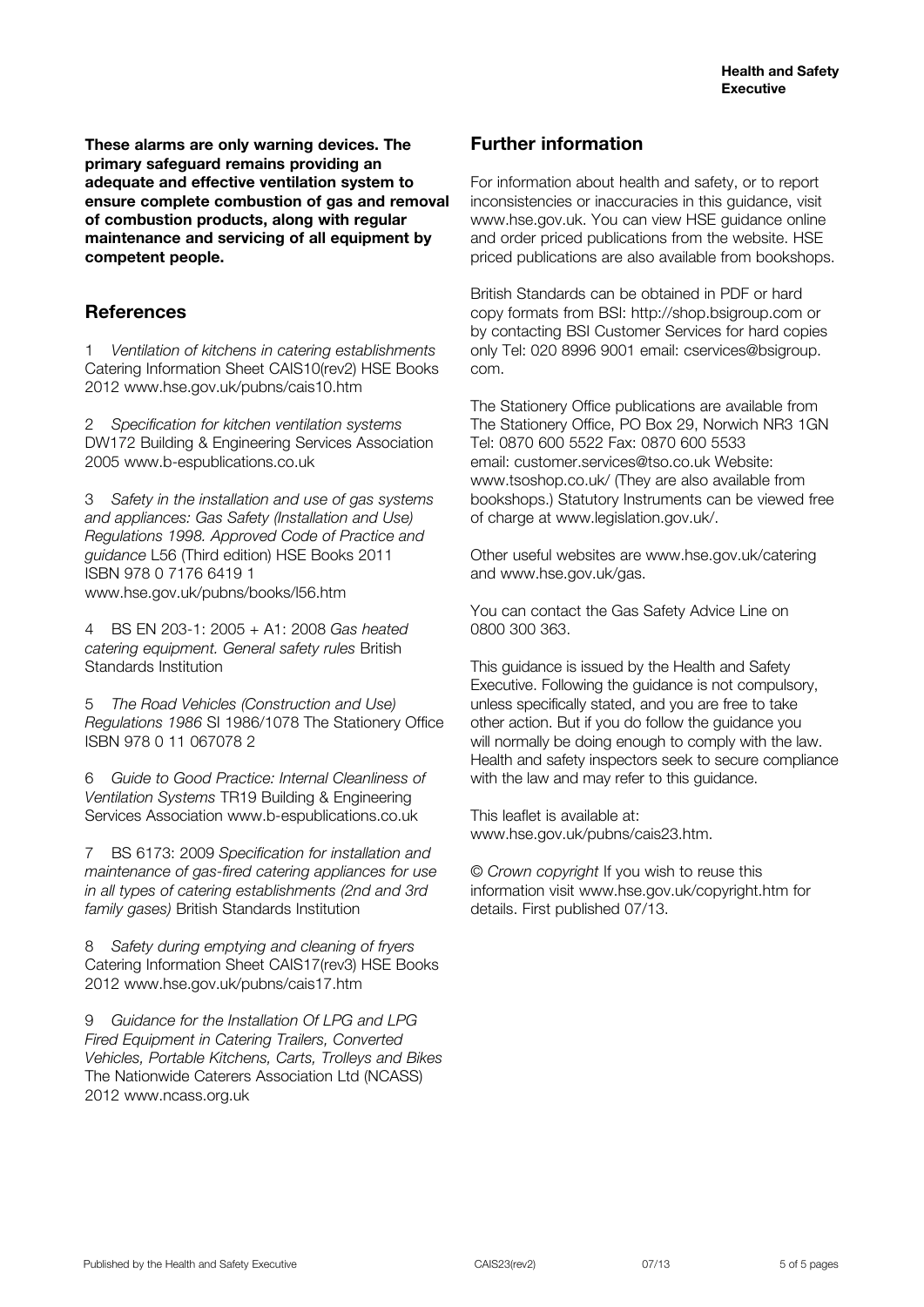**These alarms are only warning devices. The primary safeguard remains providing an adequate and effective ventilation system to ensure complete combustion of gas and removal of combustion products, along with regular maintenance and servicing of all equipment by competent people.**

## References

1 *Ventilation of kitchens in catering establishments* Catering Information Sheet CAIS10(rev2) HSE Books 2012 www.hse.gov.uk/pubns/cais10.htm

2 *Specification for kitchen ventilation systems* DW172 Building & Engineering Services Association 2005 www.b-espublications.co.uk

3 *Safety in the installation and use of gas systems and appliances: Gas Safety (Installation and Use) Regulations 1998. Approved Code of Practice and guidance* L56 (Third edition) HSE Books 2011 ISBN 978 0 7176 6419 1 www.hse.gov.uk/pubns/books/l56.htm

4 BS EN 203-1: 2005 + A1: 2008 *Gas heated catering equipment. General safety rules* British Standards Institution

5 *The Road Vehicles (Construction and Use) Regulations 1986* SI 1986/1078 The Stationery Office ISBN 978 0 11 067078 2

6 *Guide to Good Practice: Internal Cleanliness of Ventilation Systems* TR19 Building & Engineering Services Association www.b-espublications.co.uk

7 BS 6173: 2009 *Specification for installation and maintenance of gas-fired catering appliances for use in all types of catering establishments (2nd and 3rd family gases)* British Standards Institution

8 *Safety during emptying and cleaning of fryers* Catering Information Sheet CAIS17(rev3) HSE Books 2012 www.hse.gov.uk/pubns/cais17.htm

9 *Guidance for the Installation Of LPG and LPG Fired Equipment in Catering Trailers, Converted Vehicles, Portable Kitchens, Carts, Trolleys and Bikes* The Nationwide Caterers Association Ltd (NCASS) 2012 www.ncass.org.uk

## Further information

For information about health and safety, or to report inconsistencies or inaccuracies in this guidance, visit www.hse.gov.uk. You can view HSE guidance online and order priced publications from the website. HSE priced publications are also available from bookshops.

British Standards can be obtained in PDF or hard copy formats from BSI: http://shop.bsigroup.com or by contacting BSI Customer Services for hard copies only Tel: 020 8996 9001 email: cservices@bsigroup.com.

The Stationery Office publications are available from The Stationery Office, PO Box 29, Norwich NR3 1GN Tel: 0870 600 5522 Fax: 0870 600 5533 email: customer.services@tso.co.uk Website: www.tsoshop.co.uk/ (They are also available from bookshops.) Statutory Instruments can be viewed free of charge at www.legislation.gov.uk/.

Other useful websites are www.hse.gov.uk/catering and www.hse.gov.uk/gas.

You can contact the Gas Safety Advice Line on 0800 300 363.

This guidance is issued by the Health and Safety Executive. Following the guidance is not compulsory, unless specifically stated, and you are free to take other action. But if you do follow the guidance you will normally be doing enough to comply with the law. Health and safety inspectors seek to secure compliance with the law and may refer to this guidance.

This leaflet is available at: www.hse.gov.uk/pubns/cais23.htm.

© *Crown copyright* If you wish to reuse this information visit www.hse.gov.uk/copyright.htm for details. First published 07/13.

Published by the Health and Safety Executive CAIS23(rev2) 07/13